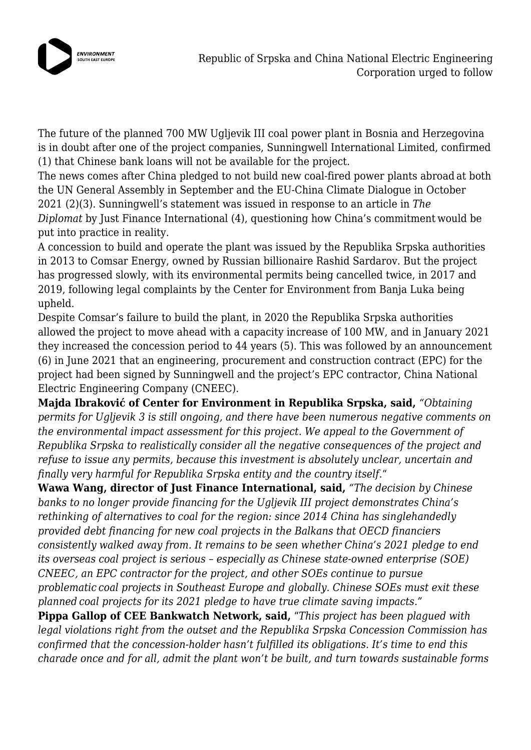Republic of Srpska and China National Electric Engineering Corporation urged to follow

The future of the planned 700 MW Ugljevik III coal power plant in Bosnia and Herzegovina is in doubt after one of the project companies, Sunningwell International Limited, confirmed (1) that Chinese bank loans will not be available for the project.

The news comes after China pledged to not build new coal-fired power plants abroad at both the UN General Assembly in September and the EU-China Climate Dialogue in October 2021 (2)(3). Sunningwell's statement was issued in response to an article in *The Diplomat* by Just Finance International (4), questioning how China's commitment would be put into practice in reality.

A concession to build and operate the plant was issued by the Republika Srpska authorities in 2013 to Comsar Energy, owned by Russian billionaire Rashid Sardarov. But the project has progressed slowly, with its environmental permits being cancelled twice, in 2017 and 2019, following legal complaints by the Center for Environment from Banja Luka being upheld.

Despite Comsar's failure to build the plant, in 2020 the Republika Srpska authorities allowed the project to move ahead with a capacity increase of 100 MW, and in January 2021 they increased the concession period to 44 years (5). This was followed by an announcement (6) in June 2021 that an engineering, procurement and construction contract (EPC) for the project had been signed by Sunningwell and the project's EPC contractor, China National Electric Engineering Company (CNEEC).

**Majda Ibraković of Center for Environment in Republika Srpska, said,** *"Obtaining permits for Ugljevik 3 is still ongoing, and there have been numerous negative comments on the environmental impact assessment for this project. We appeal to the Government of Republika Srpska to realistically consider all the negative consequences of the project and refuse to issue any permits, because this investment is absolutely unclear, uncertain and finally very harmful for Republika Srpska entity and the country itself."*

**Wawa Wang, director of Just Finance International, said,** *"The decision by Chinese banks to no longer provide financing for the Ugljevik III project demonstrates China's rethinking of alternatives to coal for the region: since 2014 China has singlehandedly provided debt financing for new coal projects in the Balkans that OECD financiers consistently walked away from. It remains to be seen whether China's 2021 pledge to end its overseas coal project is serious – especially as Chinese state-owned enterprise (SOE) CNEEC, an EPC contractor for the project, and other SOEs continue to pursue problematic coal projects in Southeast Europe and globally. Chinese SOEs must exit these planned coal projects for its 2021 pledge to have true climate saving impacts."*

**Pippa Gallop of CEE Bankwatch Network, said,** *"This project has been plagued with legal violations right from the outset and the Republika Srpska Concession Commission has confirmed that the concession-holder hasn't fulfilled its obligations. It's time to end this charade once and for all, admit the plant won't be built, and turn towards sustainable forms*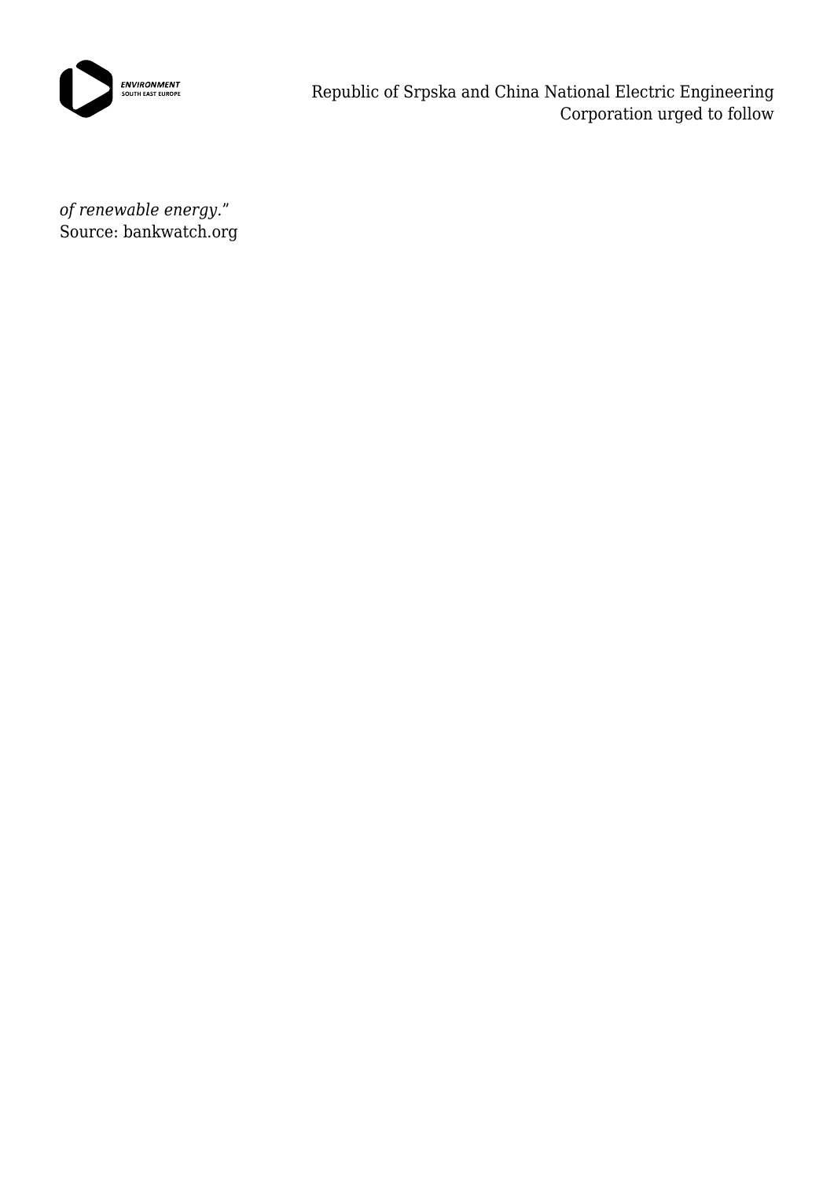*of renewable energy.*"
Source: bankwatch.org